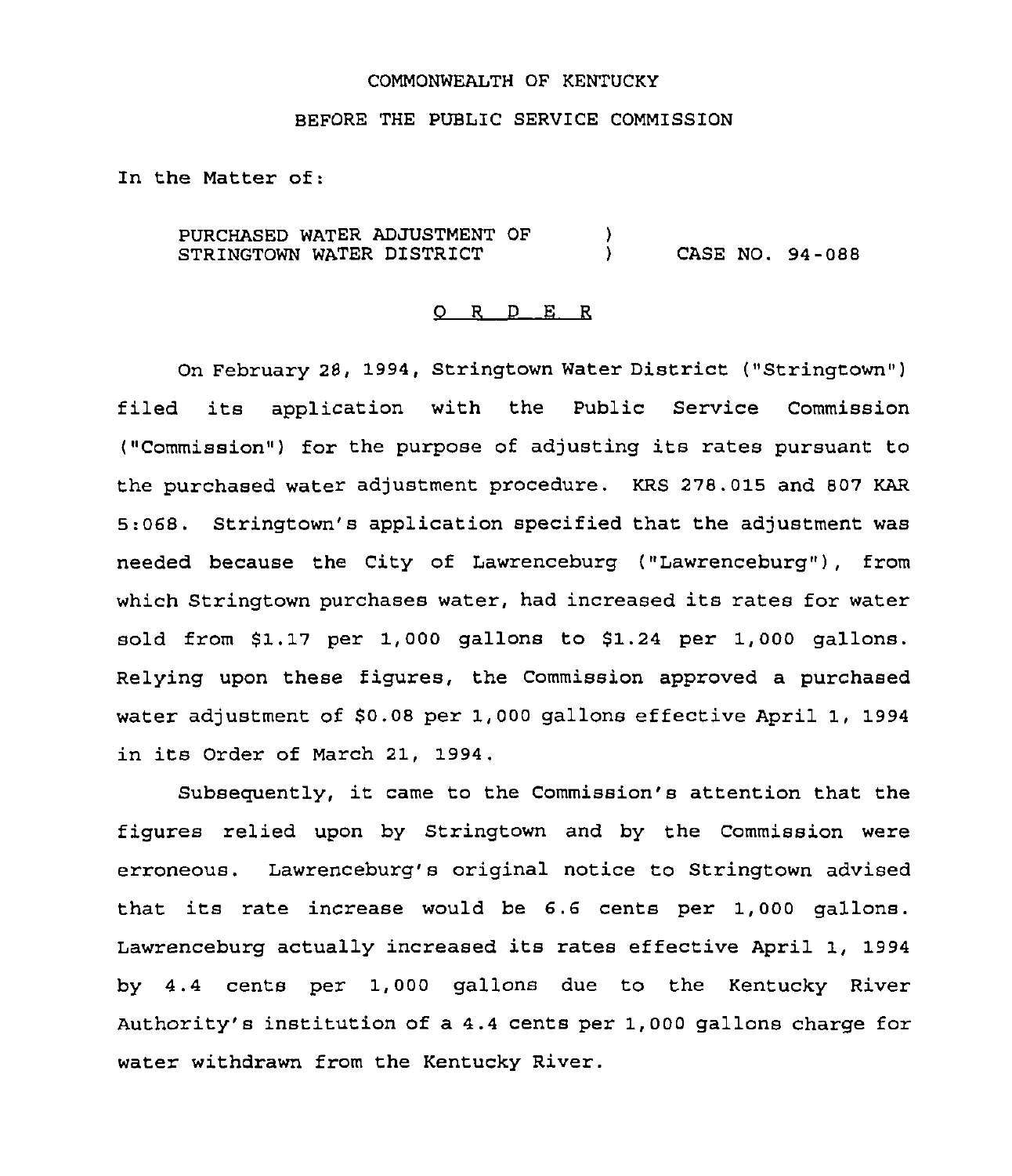COMMONWEALTH OF KENTUCKY

BEFORE THE PUBLIC SERVICE COMMISSION

In the Matter of:

| | | |
|---|---|---|
| PURCHASED WATER ADJUSTMENT OF STRINGTOWN WATER DISTRICT | ) ) | CASE NO. 94-088 |

## O R D E R

On February 28, 1994, Stringtown Water District ("Stringtown") filed its application with the Public Service Commission ("Commission") for the purpose of adjusting its rates pursuant to the purchased water adjustment procedure. KRS 278.015 and 807 KAR 5:068. Stringtown's application specified that the adjustment was needed because the City of Lawrenceburg ("Lawrenceburg"), from which Stringtown purchases water, had increased its rates for water sold from $1.17 per 1,000 gallons to $1.24 per 1,000 gallons. Relying upon these figures, the Commission approved a purchased water adjustment of $0.08 per 1,000 gallons effective April 1, 1994 in its Order of March 21, 1994.

Subsequently, it came to the Commission's attention that the figures relied upon by Stringtown and by the Commission were erroneous. Lawrenceburg's original notice to Stringtown advised that its rate increase would be 6.6 cents per 1,000 gallons. Lawrenceburg actually increased its rates effective April 1, 1994 by 4.4 cents per 1,000 gallons due to the Kentucky River Authority's institution of a 4.4 cents per 1,000 gallons charge for water withdrawn from the Kentucky River.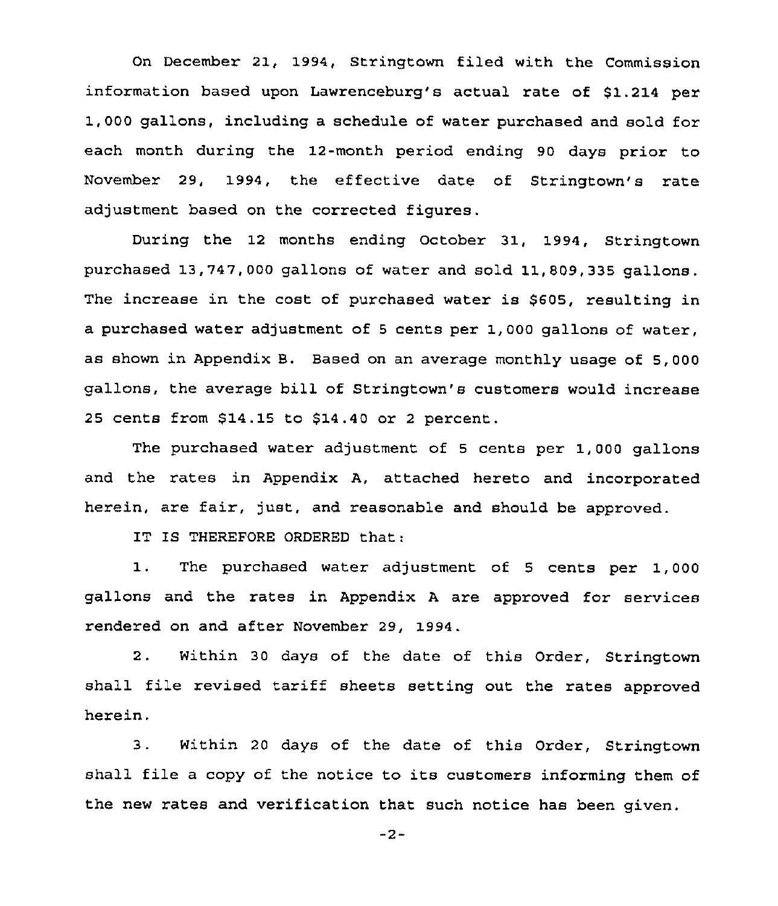On December 21, 1994, Stringtown filed with the Commission information based upon Lawrenceburg's actual rate of $1.214 per 1,000 gallons, including a schedule of water purchased and sold for each month during the 12-month period ending 90 days prior to November 29, 1994, the effective date of Stringtown's rate adjustment based on the corrected figures.

During the 12 months ending October 31, 1994, Stringtown purchased 13,747,000 gallons of water and sold 11,809,335 gallons. The increase in the cost of purchased water is $605, resulting in a purchased water adjustment of 5 cents per 1,000 gallons of water, as shown in Appendix B. Based on an average monthly usage of 5,000 gallons, the average bill of Stringtown's customers would increase 25 cents from $14.15 to $14.40 or 2 percent.

The purchased water adjustment of 5 cents per 1,000 gallons and the rates in Appendix A, attached hereto and incorporated herein, are fair, just, and reasonable and should be approved.

IT IS THEREFORE ORDERED that:

1. The purchased water adjustment of 5 cents per 1,000 gallons and the rates in Appendix A are approved for services rendered on and after November 29, 1994.

2. Within 30 days of the date of this Order, Stringtown shall file revised tariff sheets setting out the rates approved herein.

3. Within 20 days of the date of this Order, Stringtown shall file a copy of the notice to its customers informing them of the new rates and verification that such notice has been given.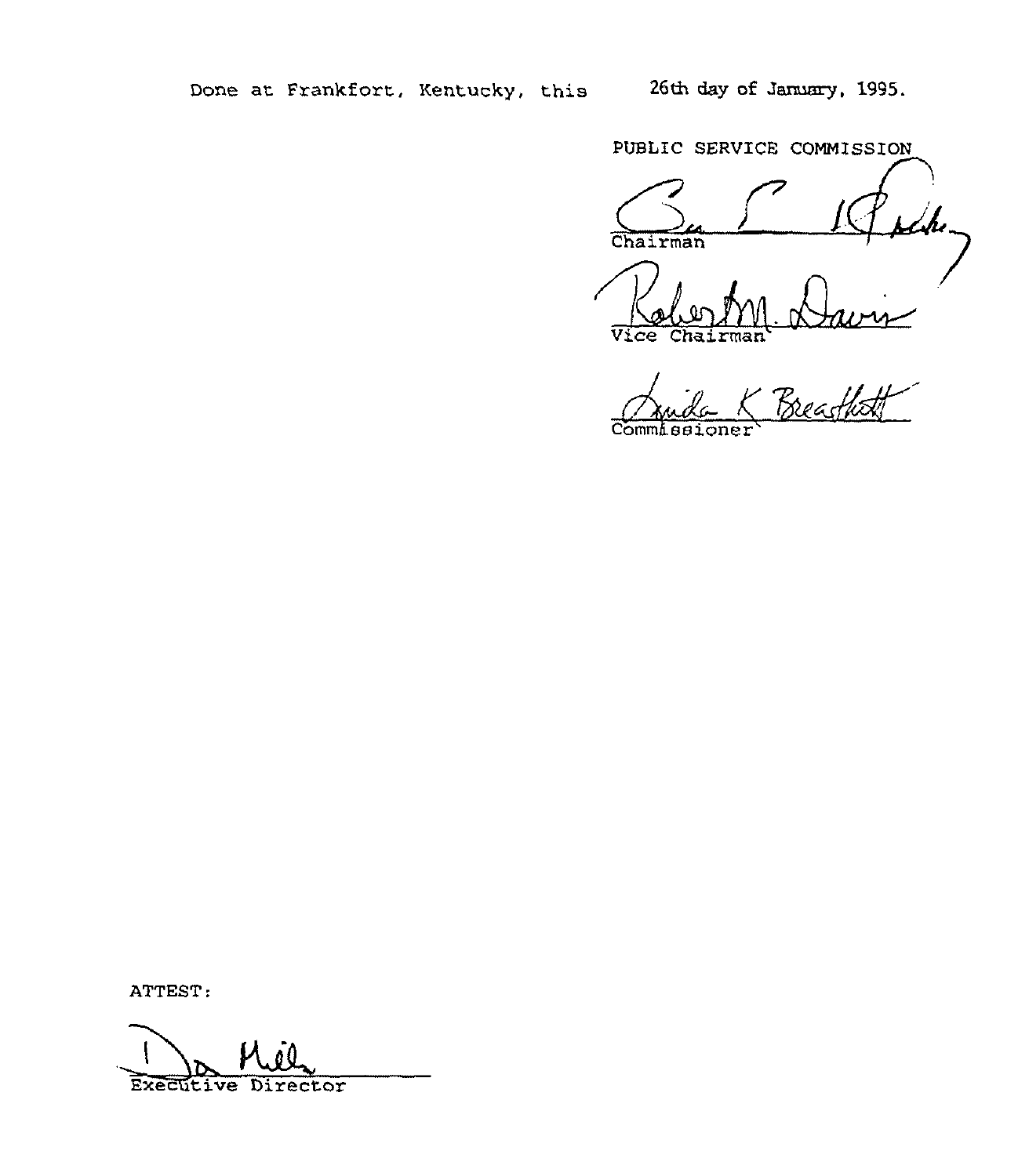Done at Frankfort, Kentucky, this 26th day of January, 1995.

PUBLIC SERVICE COMMISSION

Chairman

Vice Chairman

Commissioner

ATTEST:

Executive Director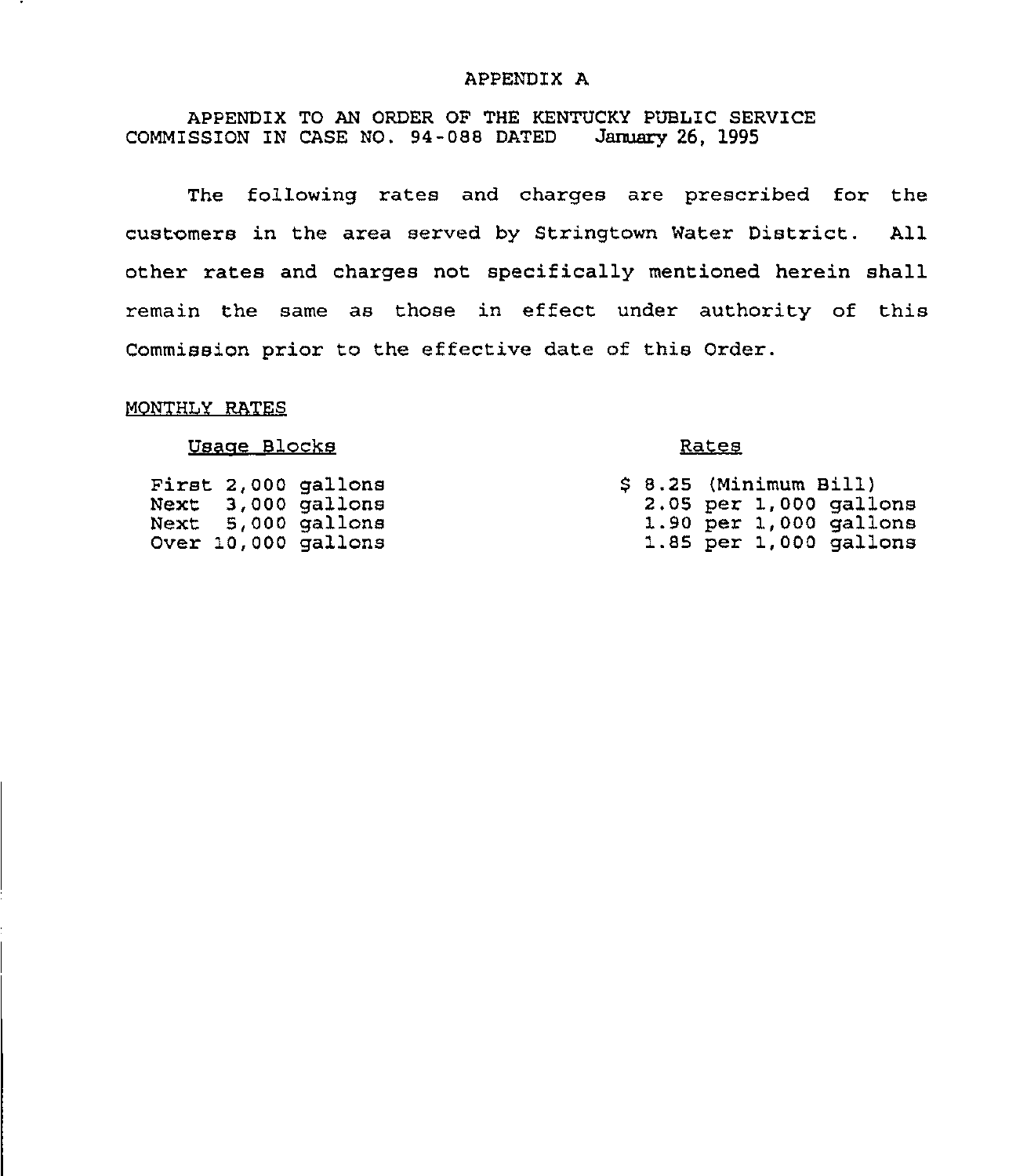# APPENDIX A

APPENDIX TO AN ORDER OF THE KENTUCKY PUBLIC SERVICE COMMISSION IN CASE NO. 94-088 DATED January 26, 1995

The following rates and charges are prescribed for the customers in the area served by Stringtown Water District. All other rates and charges not specifically mentioned herein shall remain the same as those in effect under authority of this Commission prior to the effective date of this Order.

MONTHLY RATES

| Usage Blocks | Rates |
| --- | --- |
| First 2,000 gallons | $ 8.25 (Minimum Bill) |
| Next 3,000 gallons | 2.05 per 1,000 gallons |
| Next 5,000 gallons | 1.90 per 1,000 gallons |
| Over 10,000 gallons | 1.85 per 1,000 gallons |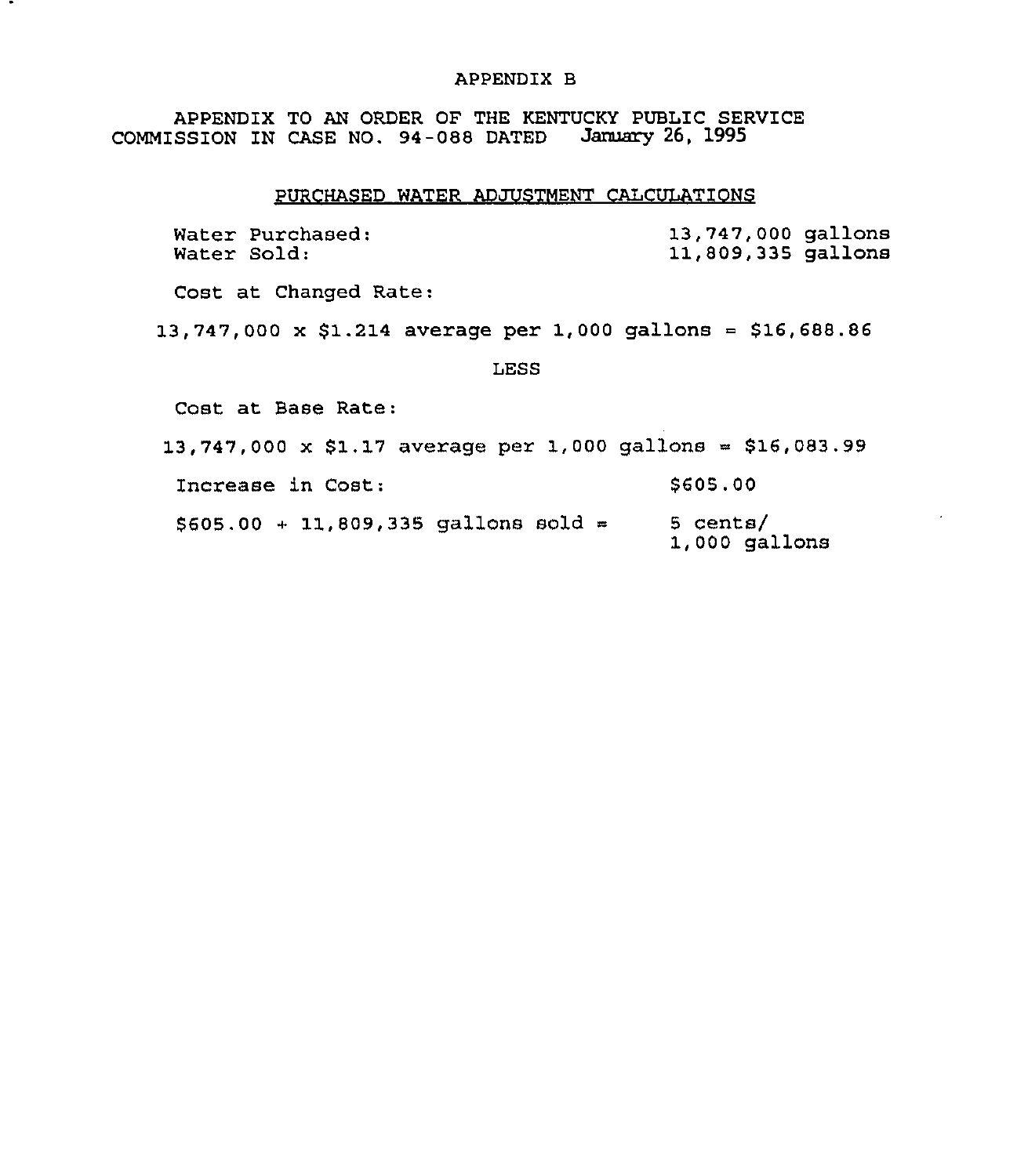APPENDIX B

APPENDIX TO AN ORDER OF THE KENTUCKY PUBLIC SERVICE COMMISSION IN CASE NO. 94-088 DATED January 26, 1995

PURCHASED WATER ADJUSTMENT CALCULATIONS

| | |
|---|---|
| Water Purchased: | 13,747,000 gallons |
| Water Sold: | 11,809,335 gallons |

Cost at Changed Rate:

13,747,000 x $1.214 average per 1,000 gallons = $16,688.86

LESS

Cost at Base Rate:

13,747,000 x $1.17 average per 1,000 gallons = $16,083.99

| | |
|---|---|
| Increase in Cost: | $605.00 |
| $605.00 ÷ 11,809,335 gallons sold = | 5 cents/ 1,000 gallons |